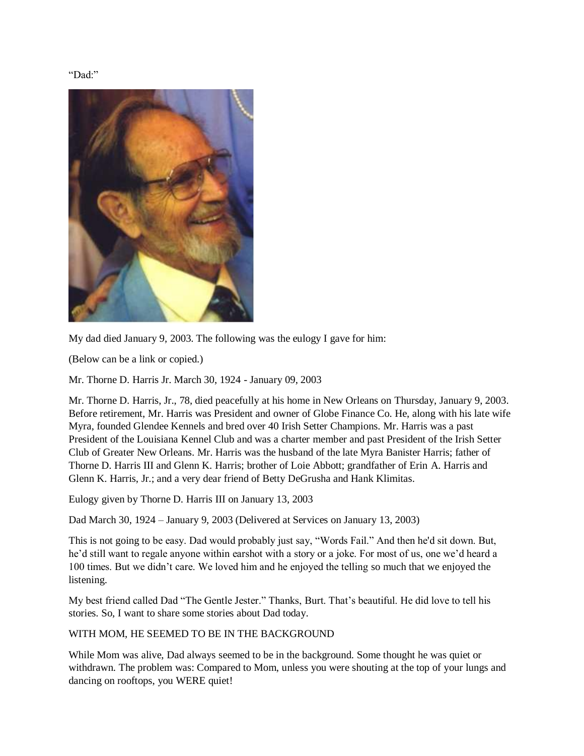"Dad:"

My dad died January 9, 2003. The following was the eulogy I gave for him:

(Below can be a link or copied.)

Mr. Thorne D. Harris Jr. March 30, 1924 - January 09, 2003

Mr. Thorne D. Harris, Jr., 78, died peacefully at his home in New Orleans on Thursday, January 9, 2003. Before retirement, Mr. Harris was President and owner of Globe Finance Co. He, along with his late wife Myra, founded Glendee Kennels and bred over 40 Irish Setter Champions. Mr. Harris was a past President of the Louisiana Kennel Club and was a charter member and past President of the Irish Setter Club of Greater New Orleans. Mr. Harris was the husband of the late Myra Banister Harris; father of Thorne D. Harris III and Glenn K. Harris; brother of Loie Abbott; grandfather of Erin A. Harris and Glenn K. Harris, Jr.; and a very dear friend of Betty DeGrusha and Hank Klimitas.

Eulogy given by Thorne D. Harris III on January 13, 2003

Dad March 30, 1924 – January 9, 2003 (Delivered at Services on January 13, 2003)

This is not going to be easy. Dad would probably just say, "Words Fail." And then he'd sit down. But, he'd still want to regale anyone within earshot with a story or a joke. For most of us, one we'd heard a 100 times. But we didn't care. We loved him and he enjoyed the telling so much that we enjoyed the listening.

My best friend called Dad "The Gentle Jester." Thanks, Burt. That's beautiful. He did love to tell his stories. So, I want to share some stories about Dad today.

## WITH MOM, HE SEEMED TO BE IN THE BACKGROUND

While Mom was alive, Dad always seemed to be in the background. Some thought he was quiet or withdrawn. The problem was: Compared to Mom, unless you were shouting at the top of your lungs and dancing on rooftops, you WERE quiet!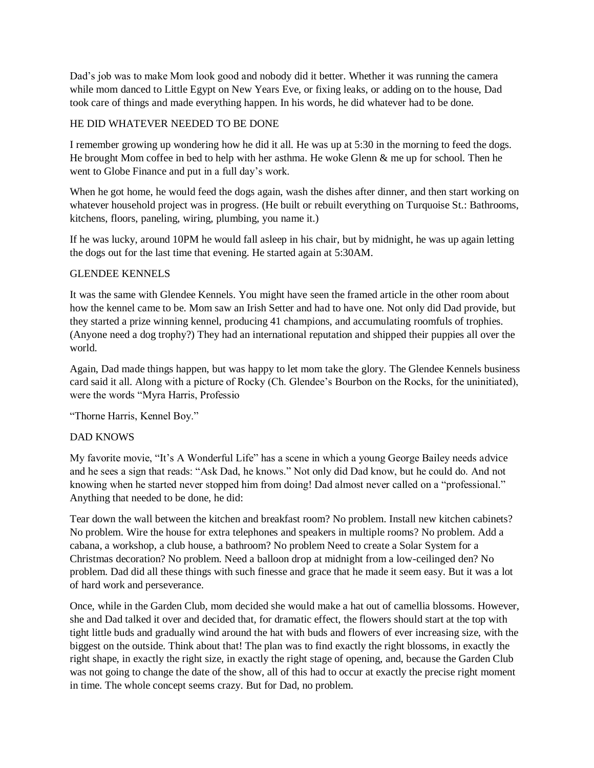Dad's job was to make Mom look good and nobody did it better. Whether it was running the camera while mom danced to Little Egypt on New Years Eve, or fixing leaks, or adding on to the house, Dad took care of things and made everything happen. In his words, he did whatever had to be done.

## HE DID WHATEVER NEEDED TO BE DONE

I remember growing up wondering how he did it all. He was up at 5:30 in the morning to feed the dogs. He brought Mom coffee in bed to help with her asthma. He woke Glenn & me up for school. Then he went to Globe Finance and put in a full day's work.

When he got home, he would feed the dogs again, wash the dishes after dinner, and then start working on whatever household project was in progress. (He built or rebuilt everything on Turquoise St.: Bathrooms, kitchens, floors, paneling, wiring, plumbing, you name it.)

If he was lucky, around 10PM he would fall asleep in his chair, but by midnight, he was up again letting the dogs out for the last time that evening. He started again at 5:30AM.

## GLENDEE KENNELS

It was the same with Glendee Kennels. You might have seen the framed article in the other room about how the kennel came to be. Mom saw an Irish Setter and had to have one. Not only did Dad provide, but they started a prize winning kennel, producing 41 champions, and accumulating roomfuls of trophies. (Anyone need a dog trophy?) They had an international reputation and shipped their puppies all over the world.

Again, Dad made things happen, but was happy to let mom take the glory. The Glendee Kennels business card said it all. Along with a picture of Rocky (Ch. Glendee's Bourbon on the Rocks, for the uninitiated), were the words "Myra Harris, Professio

"Thorne Harris, Kennel Boy."

## DAD KNOWS

My favorite movie, "It's A Wonderful Life" has a scene in which a young George Bailey needs advice and he sees a sign that reads: "Ask Dad, he knows." Not only did Dad know, but he could do. And not knowing when he started never stopped him from doing! Dad almost never called on a "professional." Anything that needed to be done, he did:

Tear down the wall between the kitchen and breakfast room? No problem. Install new kitchen cabinets? No problem. Wire the house for extra telephones and speakers in multiple rooms? No problem. Add a cabana, a workshop, a club house, a bathroom? No problem Need to create a Solar System for a Christmas decoration? No problem. Need a balloon drop at midnight from a low-ceilinged den? No problem. Dad did all these things with such finesse and grace that he made it seem easy. But it was a lot of hard work and perseverance.

Once, while in the Garden Club, mom decided she would make a hat out of camellia blossoms. However, she and Dad talked it over and decided that, for dramatic effect, the flowers should start at the top with tight little buds and gradually wind around the hat with buds and flowers of ever increasing size, with the biggest on the outside. Think about that! The plan was to find exactly the right blossoms, in exactly the right shape, in exactly the right size, in exactly the right stage of opening, and, because the Garden Club was not going to change the date of the show, all of this had to occur at exactly the precise right moment in time. The whole concept seems crazy. But for Dad, no problem.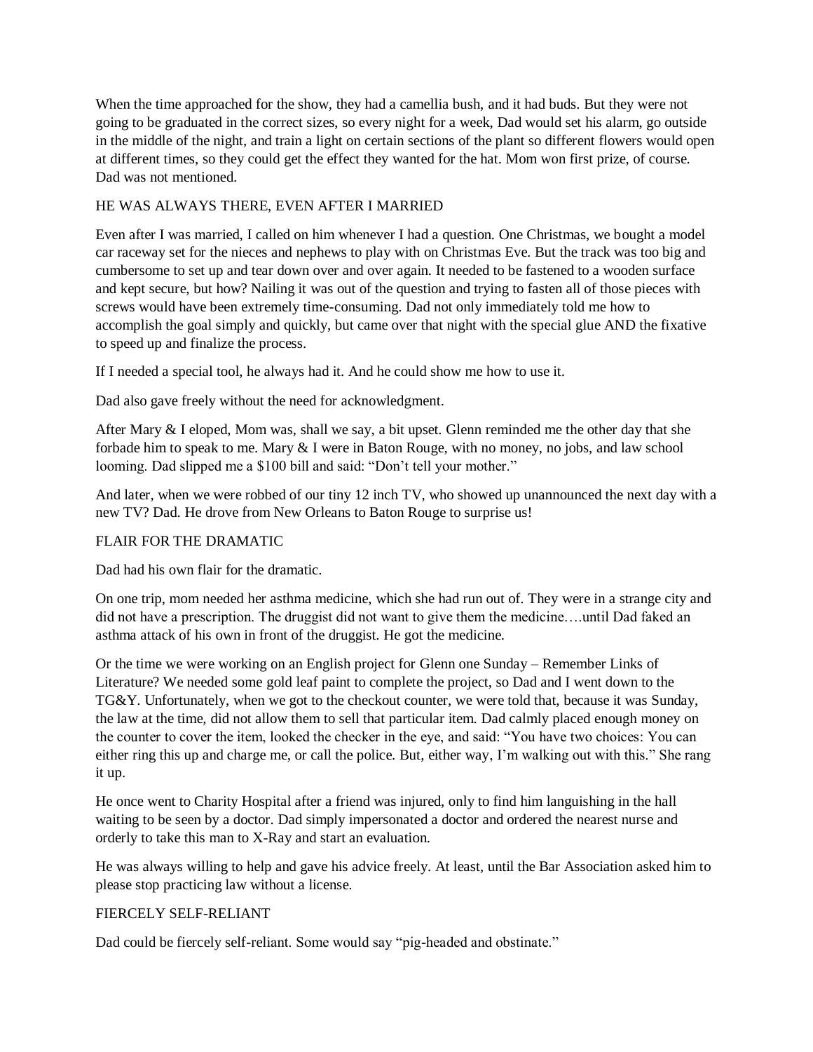When the time approached for the show, they had a camellia bush, and it had buds. But they were not going to be graduated in the correct sizes, so every night for a week, Dad would set his alarm, go outside in the middle of the night, and train a light on certain sections of the plant so different flowers would open at different times, so they could get the effect they wanted for the hat. Mom won first prize, of course. Dad was not mentioned.

## HE WAS ALWAYS THERE, EVEN AFTER I MARRIED

Even after I was married, I called on him whenever I had a question. One Christmas, we bought a model car raceway set for the nieces and nephews to play with on Christmas Eve. But the track was too big and cumbersome to set up and tear down over and over again. It needed to be fastened to a wooden surface and kept secure, but how? Nailing it was out of the question and trying to fasten all of those pieces with screws would have been extremely time-consuming. Dad not only immediately told me how to accomplish the goal simply and quickly, but came over that night with the special glue AND the fixative to speed up and finalize the process.

If I needed a special tool, he always had it. And he could show me how to use it.

Dad also gave freely without the need for acknowledgment.

After Mary & I eloped, Mom was, shall we say, a bit upset. Glenn reminded me the other day that she forbade him to speak to me. Mary & I were in Baton Rouge, with no money, no jobs, and law school looming. Dad slipped me a $100 bill and said: “Don’t tell your mother.”

And later, when we were robbed of our tiny 12 inch TV, who showed up unannounced the next day with a new TV? Dad. He drove from New Orleans to Baton Rouge to surprise us!

## FLAIR FOR THE DRAMATIC

Dad had his own flair for the dramatic.

On one trip, mom needed her asthma medicine, which she had run out of. They were in a strange city and did not have a prescription. The druggist did not want to give them the medicine….until Dad faked an asthma attack of his own in front of the druggist. He got the medicine.

Or the time we were working on an English project for Glenn one Sunday – Remember Links of Literature? We needed some gold leaf paint to complete the project, so Dad and I went down to the TG&Y. Unfortunately, when we got to the checkout counter, we were told that, because it was Sunday, the law at the time, did not allow them to sell that particular item. Dad calmly placed enough money on the counter to cover the item, looked the checker in the eye, and said: “You have two choices: You can either ring this up and charge me, or call the police. But, either way, I’m walking out with this.” She rang it up.

He once went to Charity Hospital after a friend was injured, only to find him languishing in the hall waiting to be seen by a doctor. Dad simply impersonated a doctor and ordered the nearest nurse and orderly to take this man to X-Ray and start an evaluation.

He was always willing to help and gave his advice freely. At least, until the Bar Association asked him to please stop practicing law without a license.

## FIERCELY SELF-RELIANT

Dad could be fiercely self-reliant. Some would say “pig-headed and obstinate.”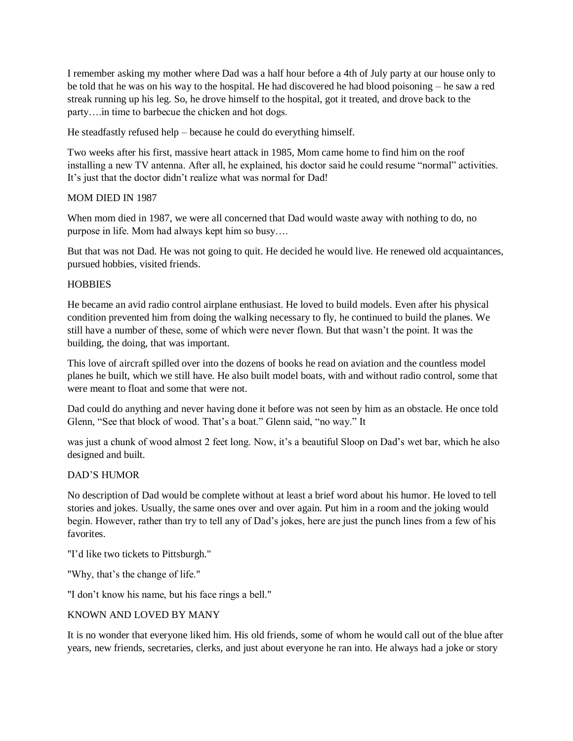I remember asking my mother where Dad was a half hour before a 4th of July party at our house only to be told that he was on his way to the hospital. He had discovered he had blood poisoning – he saw a red streak running up his leg. So, he drove himself to the hospital, got it treated, and drove back to the party….in time to barbecue the chicken and hot dogs.

He steadfastly refused help – because he could do everything himself.

Two weeks after his first, massive heart attack in 1985, Mom came home to find him on the roof installing a new TV antenna. After all, he explained, his doctor said he could resume "normal" activities. It's just that the doctor didn't realize what was normal for Dad!

## MOM DIED IN 1987

When mom died in 1987, we were all concerned that Dad would waste away with nothing to do, no purpose in life. Mom had always kept him so busy….

But that was not Dad. He was not going to quit. He decided he would live. He renewed old acquaintances, pursued hobbies, visited friends.

## HOBBIES

He became an avid radio control airplane enthusiast. He loved to build models. Even after his physical condition prevented him from doing the walking necessary to fly, he continued to build the planes. We still have a number of these, some of which were never flown. But that wasn't the point. It was the building, the doing, that was important.

This love of aircraft spilled over into the dozens of books he read on aviation and the countless model planes he built, which we still have. He also built model boats, with and without radio control, some that were meant to float and some that were not.

Dad could do anything and never having done it before was not seen by him as an obstacle. He once told Glenn, "See that block of wood. That's a boat." Glenn said, "no way." It was just a chunk of wood almost 2 feet long. Now, it's a beautiful Sloop on Dad's wet bar, which he also designed and built.

## DAD'S HUMOR

No description of Dad would be complete without at least a brief word about his humor. He loved to tell stories and jokes. Usually, the same ones over and over again. Put him in a room and the joking would begin. However, rather than try to tell any of Dad's jokes, here are just the punch lines from a few of his favorites.

"I'd like two tickets to Pittsburgh."

"Why, that's the change of life."

"I don't know his name, but his face rings a bell."

## KNOWN AND LOVED BY MANY

It is no wonder that everyone liked him. His old friends, some of whom he would call out of the blue after years, new friends, secretaries, clerks, and just about everyone he ran into. He always had a joke or story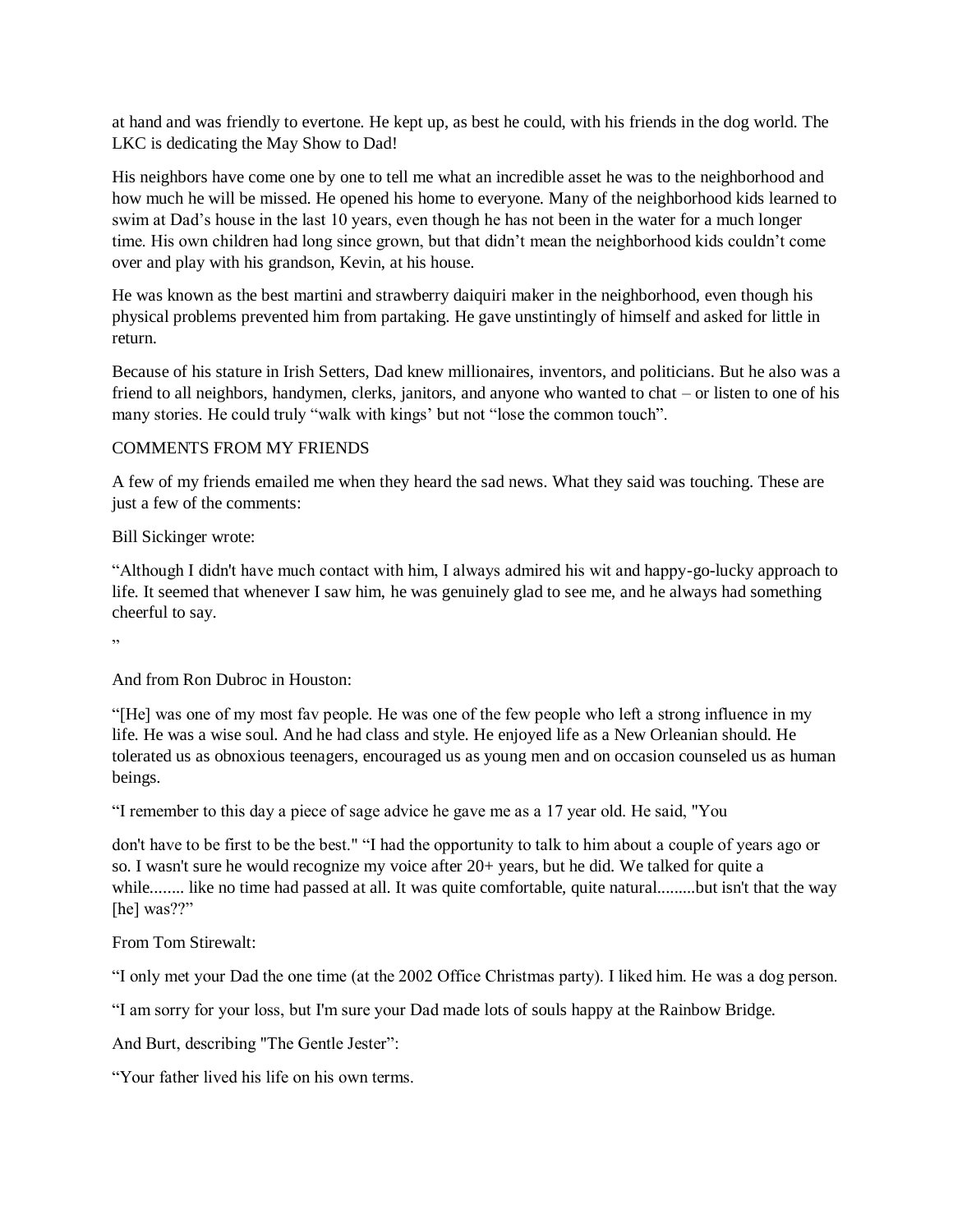at hand and was friendly to evertone. He kept up, as best he could, with his friends in the dog world. The LKC is dedicating the May Show to Dad!

His neighbors have come one by one to tell me what an incredible asset he was to the neighborhood and how much he will be missed. He opened his home to everyone. Many of the neighborhood kids learned to swim at Dad's house in the last 10 years, even though he has not been in the water for a much longer time. His own children had long since grown, but that didn't mean the neighborhood kids couldn't come over and play with his grandson, Kevin, at his house.

He was known as the best martini and strawberry daiquiri maker in the neighborhood, even though his physical problems prevented him from partaking. He gave unstintingly of himself and asked for little in return.

Because of his stature in Irish Setters, Dad knew millionaires, inventors, and politicians. But he also was a friend to all neighbors, handymen, clerks, janitors, and anyone who wanted to chat – or listen to one of his many stories. He could truly "walk with kings' but not "lose the common touch".

COMMENTS FROM MY FRIENDS

A few of my friends emailed me when they heard the sad news. What they said was touching. These are just a few of the comments:

Bill Sickinger wrote:

"Although I didn't have much contact with him, I always admired his wit and happy-go-lucky approach to life. It seemed that whenever I saw him, he was genuinely glad to see me, and he always had something cheerful to say.

"

And from Ron Dubroc in Houston:

"[He] was one of my most fav people. He was one of the few people who left a strong influence in my life. He was a wise soul. And he had class and style. He enjoyed life as a New Orleanian should. He tolerated us as obnoxious teenagers, encouraged us as young men and on occasion counseled us as human beings.

"I remember to this day a piece of sage advice he gave me as a 17 year old. He said, "You

don't have to be first to be the best." "I had the opportunity to talk to him about a couple of years ago or so. I wasn't sure he would recognize my voice after 20+ years, but he did. We talked for quite a while........ like no time had passed at all. It was quite comfortable, quite natural.........but isn't that the way [he] was??"

From Tom Stirewalt:

"I only met your Dad the one time (at the 2002 Office Christmas party). I liked him. He was a dog person.

"I am sorry for your loss, but I'm sure your Dad made lots of souls happy at the Rainbow Bridge.

And Burt, describing "The Gentle Jester":

"Your father lived his life on his own terms.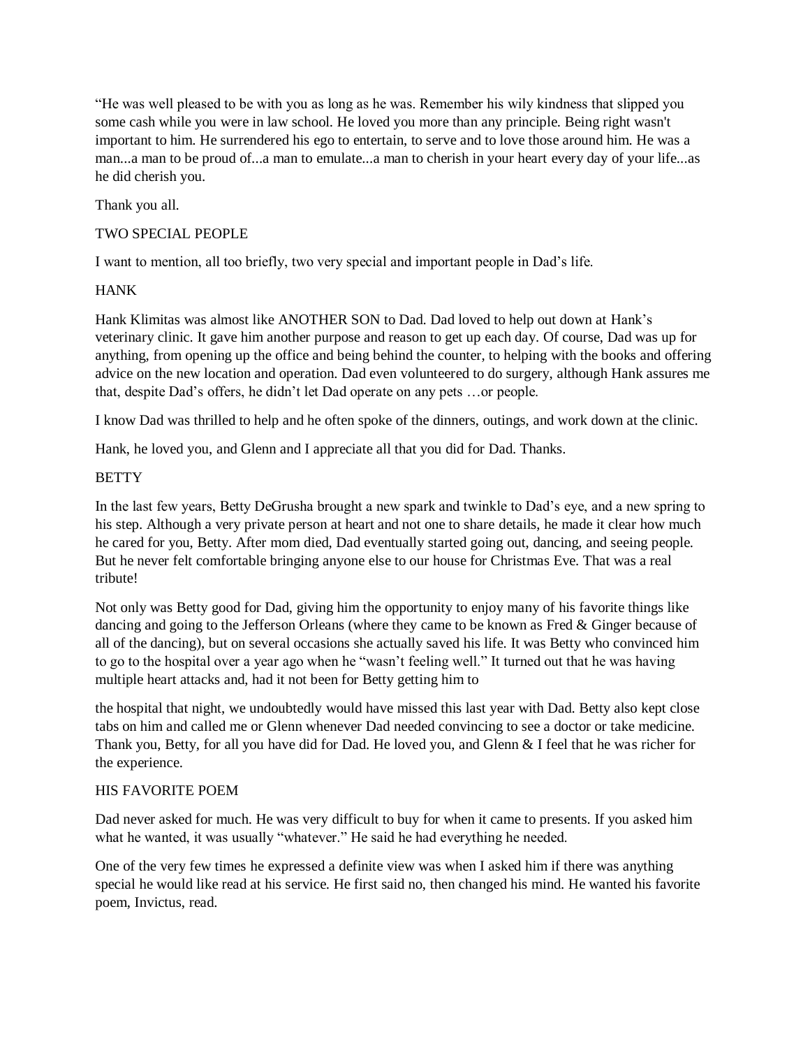"He was well pleased to be with you as long as he was. Remember his wily kindness that slipped you some cash while you were in law school. He loved you more than any principle. Being right wasn't important to him. He surrendered his ego to entertain, to serve and to love those around him. He was a man...a man to be proud of...a man to emulate...a man to cherish in your heart every day of your life...as he did cherish you.

Thank you all.

## TWO SPECIAL PEOPLE

I want to mention, all too briefly, two very special and important people in Dad's life.

### HANK

Hank Klimitas was almost like ANOTHER SON to Dad. Dad loved to help out down at Hank's veterinary clinic. It gave him another purpose and reason to get up each day. Of course, Dad was up for anything, from opening up the office and being behind the counter, to helping with the books and offering advice on the new location and operation. Dad even volunteered to do surgery, although Hank assures me that, despite Dad's offers, he didn't let Dad operate on any pets …or people.

I know Dad was thrilled to help and he often spoke of the dinners, outings, and work down at the clinic.

Hank, he loved you, and Glenn and I appreciate all that you did for Dad. Thanks.

### BETTY

In the last few years, Betty DeGrusha brought a new spark and twinkle to Dad's eye, and a new spring to his step. Although a very private person at heart and not one to share details, he made it clear how much he cared for you, Betty. After mom died, Dad eventually started going out, dancing, and seeing people. But he never felt comfortable bringing anyone else to our house for Christmas Eve. That was a real tribute!

Not only was Betty good for Dad, giving him the opportunity to enjoy many of his favorite things like dancing and going to the Jefferson Orleans (where they came to be known as Fred & Ginger because of all of the dancing), but on several occasions she actually saved his life. It was Betty who convinced him to go to the hospital over a year ago when he "wasn't feeling well." It turned out that he was having multiple heart attacks and, had it not been for Betty getting him to the hospital that night, we undoubtedly would have missed this last year with Dad. Betty also kept close tabs on him and called me or Glenn whenever Dad needed convincing to see a doctor or take medicine. Thank you, Betty, for all you have did for Dad. He loved you, and Glenn & I feel that he was richer for the experience.

## HIS FAVORITE POEM

Dad never asked for much. He was very difficult to buy for when it came to presents. If you asked him what he wanted, it was usually "whatever." He said he had everything he needed.

One of the very few times he expressed a definite view was when I asked him if there was anything special he would like read at his service. He first said no, then changed his mind. He wanted his favorite poem, Invictus, read.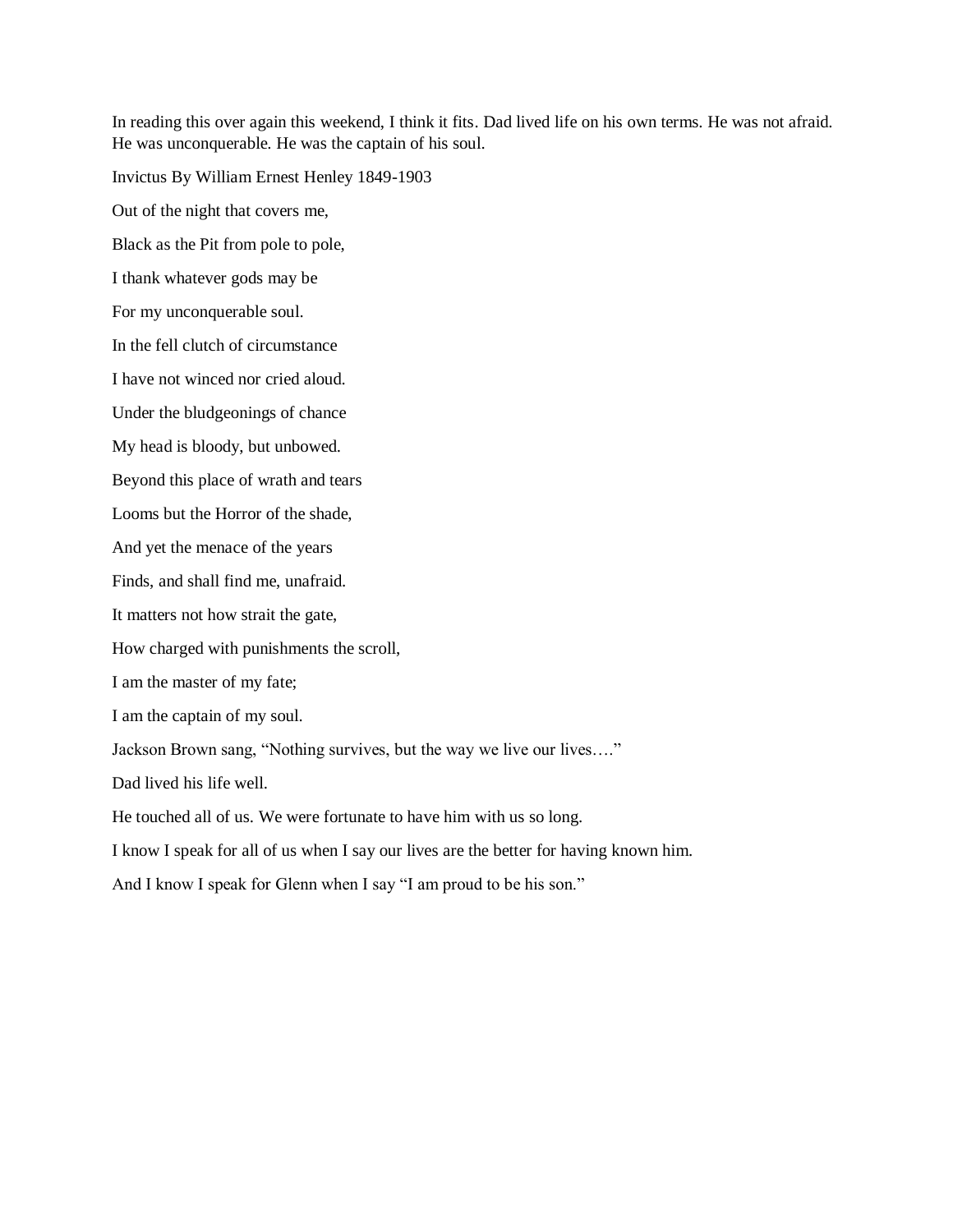In reading this over again this weekend, I think it fits. Dad lived life on his own terms. He was not afraid. He was unconquerable. He was the captain of his soul.

Invictus By William Ernest Henley 1849-1903

Out of the night that covers me,

Black as the Pit from pole to pole,

I thank whatever gods may be

For my unconquerable soul.

In the fell clutch of circumstance

I have not winced nor cried aloud.

Under the bludgeonings of chance

My head is bloody, but unbowed.

Beyond this place of wrath and tears

Looms but the Horror of the shade,

And yet the menace of the years

Finds, and shall find me, unafraid.

It matters not how strait the gate,

How charged with punishments the scroll,

I am the master of my fate;

I am the captain of my soul.

Jackson Brown sang, "Nothing survives, but the way we live our lives…."

Dad lived his life well.

He touched all of us. We were fortunate to have him with us so long.

I know I speak for all of us when I say our lives are the better for having known him.

And I know I speak for Glenn when I say "I am proud to be his son."